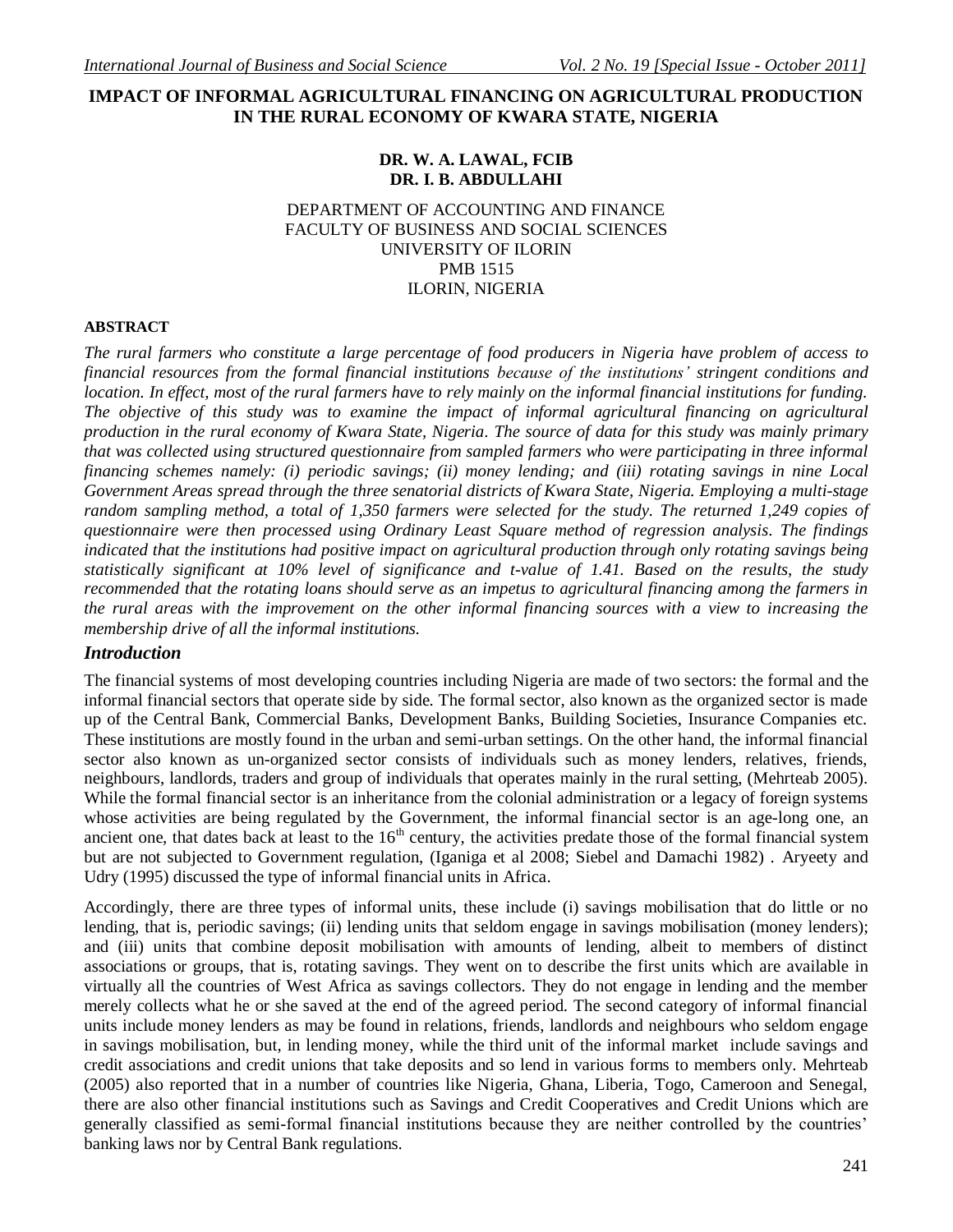# IMPACT OF INFORMAL AGRICULTURAL FINANCING ON AGRICULTURAL PRODUCTION IN THE RURAL ECONOMY OF KWARA STATE, NIGERIA

**DR. W. A. LAWAL, FCIB**
**DR. I. B. ABDULLAHI**

DEPARTMENT OF ACCOUNTING AND FINANCE
FACULTY OF BUSINESS AND SOCIAL SCIENCES
UNIVERSITY OF ILORIN
PMB 1515
ILORIN, NIGERIA

## ABSTRACT

*The rural farmers who constitute a large percentage of food producers in Nigeria have problem of access to financial resources from the formal financial institutions because of the institutions' stringent conditions and location. In effect, most of the rural farmers have to rely mainly on the informal financial institutions for funding. The objective of this study was to examine the impact of informal agricultural financing on agricultural production in the rural economy of Kwara State, Nigeria. The source of data for this study was mainly primary that was collected using structured questionnaire from sampled farmers who were participating in three informal financing schemes namely: (i) periodic savings; (ii) money lending; and (iii) rotating savings in nine Local Government Areas spread through the three senatorial districts of Kwara State, Nigeria. Employing a multi-stage random sampling method, a total of 1,350 farmers were selected for the study. The returned 1,249 copies of questionnaire were then processed using Ordinary Least Square method of regression analysis. The findings indicated that the institutions had positive impact on agricultural production through only rotating savings being statistically significant at 10% level of significance and t-value of 1.41. Based on the results, the study recommended that the rotating loans should serve as an impetus to agricultural financing among the farmers in the rural areas with the improvement on the other informal financing sources with a view to increasing the membership drive of all the informal institutions.*

## *Introduction*

The financial systems of most developing countries including Nigeria are made of two sectors: the formal and the informal financial sectors that operate side by side. The formal sector, also known as the organized sector is made up of the Central Bank, Commercial Banks, Development Banks, Building Societies, Insurance Companies etc. These institutions are mostly found in the urban and semi-urban settings. On the other hand, the informal financial sector also known as un-organized sector consists of individuals such as money lenders, relatives, friends, neighbours, landlords, traders and group of individuals that operates mainly in the rural setting, (Mehrteab 2005). While the formal financial sector is an inheritance from the colonial administration or a legacy of foreign systems whose activities are being regulated by the Government, the informal financial sector is an age-long one, an ancient one, that dates back at least to the 16$^{th}$ century, the activities predate those of the formal financial system but are not subjected to Government regulation, (Iganiga et al 2008; Siebel and Damachi 1982) . Aryeety and Udry (1995) discussed the type of informal financial units in Africa.

Accordingly, there are three types of informal units, these include (i) savings mobilisation that do little or no lending, that is, periodic savings; (ii) lending units that seldom engage in savings mobilisation (money lenders); and (iii) units that combine deposit mobilisation with amounts of lending, albeit to members of distinct associations or groups, that is, rotating savings. They went on to describe the first units which are available in virtually all the countries of West Africa as savings collectors. They do not engage in lending and the member merely collects what he or she saved at the end of the agreed period. The second category of informal financial units include money lenders as may be found in relations, friends, landlords and neighbours who seldom engage in savings mobilisation, but, in lending money, while the third unit of the informal market include savings and credit associations and credit unions that take deposits and so lend in various forms to members only. Mehrteab (2005) also reported that in a number of countries like Nigeria, Ghana, Liberia, Togo, Cameroon and Senegal, there are also other financial institutions such as Savings and Credit Cooperatives and Credit Unions which are generally classified as semi-formal financial institutions because they are neither controlled by the countries' banking laws nor by Central Bank regulations.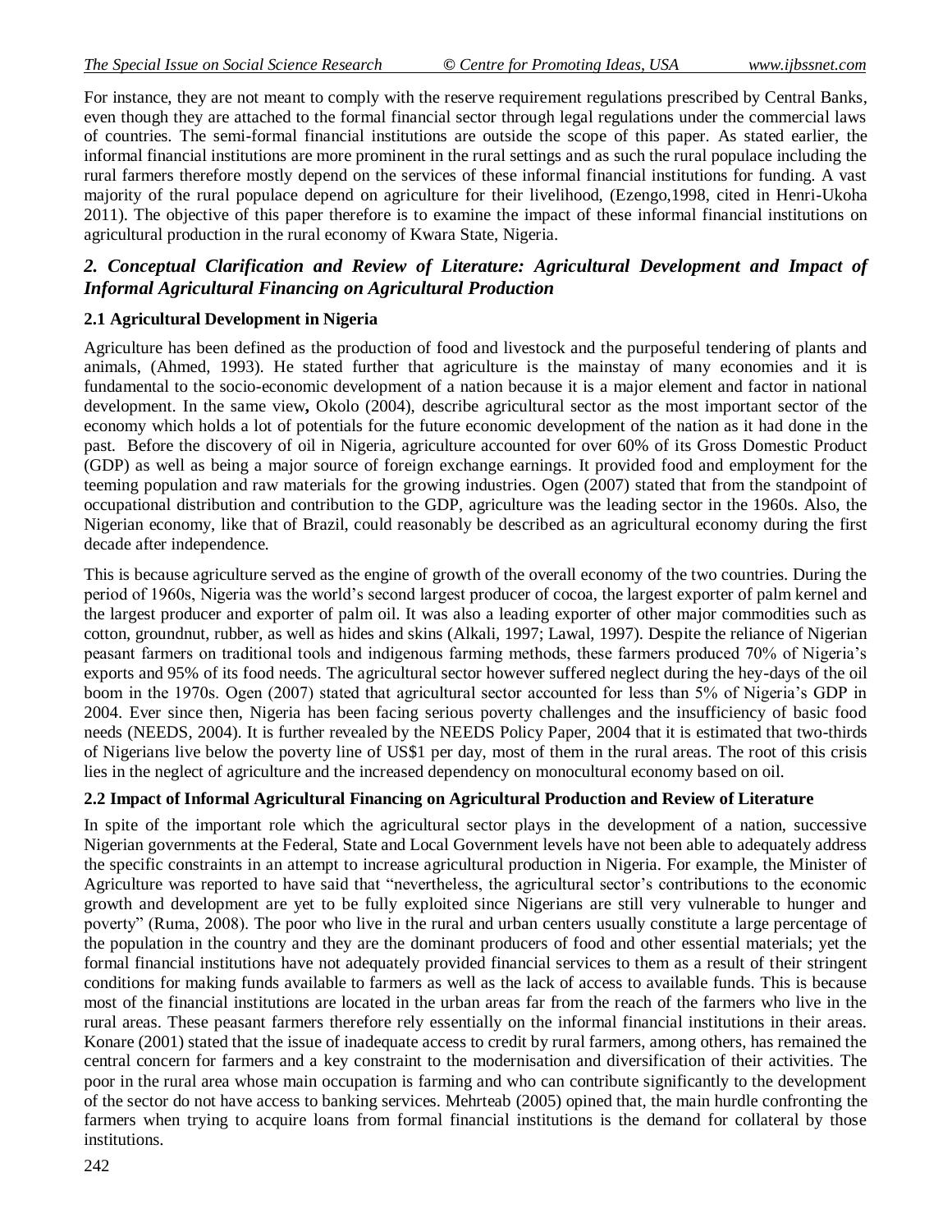For instance, they are not meant to comply with the reserve requirement regulations prescribed by Central Banks, even though they are attached to the formal financial sector through legal regulations under the commercial laws of countries. The semi-formal financial institutions are outside the scope of this paper. As stated earlier, the informal financial institutions are more prominent in the rural settings and as such the rural populace including the rural farmers therefore mostly depend on the services of these informal financial institutions for funding. A vast majority of the rural populace depend on agriculture for their livelihood, (Ezengo,1998, cited in Henri-Ukoha 2011). The objective of this paper therefore is to examine the impact of these informal financial institutions on agricultural production in the rural economy of Kwara State, Nigeria.

## *2. Conceptual Clarification and Review of Literature: Agricultural Development and Impact of Informal Agricultural Financing on Agricultural Production*

### 2.1 Agricultural Development in Nigeria

Agriculture has been defined as the production of food and livestock and the purposeful tendering of plants and animals, (Ahmed, 1993). He stated further that agriculture is the mainstay of many economies and it is fundamental to the socio-economic development of a nation because it is a major element and factor in national development. In the same view**,** Okolo (2004), describe agricultural sector as the most important sector of the economy which holds a lot of potentials for the future economic development of the nation as it had done in the past. Before the discovery of oil in Nigeria, agriculture accounted for over 60% of its Gross Domestic Product (GDP) as well as being a major source of foreign exchange earnings. It provided food and employment for the teeming population and raw materials for the growing industries. Ogen (2007) stated that from the standpoint of occupational distribution and contribution to the GDP, agriculture was the leading sector in the 1960s. Also, the Nigerian economy, like that of Brazil, could reasonably be described as an agricultural economy during the first decade after independence.

This is because agriculture served as the engine of growth of the overall economy of the two countries. During the period of 1960s, Nigeria was the world's second largest producer of cocoa, the largest exporter of palm kernel and the largest producer and exporter of palm oil. It was also a leading exporter of other major commodities such as cotton, groundnut, rubber, as well as hides and skins (Alkali, 1997; Lawal, 1997). Despite the reliance of Nigerian peasant farmers on traditional tools and indigenous farming methods, these farmers produced 70% of Nigeria's exports and 95% of its food needs. The agricultural sector however suffered neglect during the hey-days of the oil boom in the 1970s. Ogen (2007) stated that agricultural sector accounted for less than 5% of Nigeria's GDP in 2004. Ever since then, Nigeria has been facing serious poverty challenges and the insufficiency of basic food needs (NEEDS, 2004). It is further revealed by the NEEDS Policy Paper, 2004 that it is estimated that two-thirds of Nigerians live below the poverty line of US$1 per day, most of them in the rural areas. The root of this crisis lies in the neglect of agriculture and the increased dependency on monocultural economy based on oil.

### 2.2 Impact of Informal Agricultural Financing on Agricultural Production and Review of Literature

In spite of the important role which the agricultural sector plays in the development of a nation, successive Nigerian governments at the Federal, State and Local Government levels have not been able to adequately address the specific constraints in an attempt to increase agricultural production in Nigeria. For example, the Minister of Agriculture was reported to have said that "nevertheless, the agricultural sector's contributions to the economic growth and development are yet to be fully exploited since Nigerians are still very vulnerable to hunger and poverty" (Ruma, 2008). The poor who live in the rural and urban centers usually constitute a large percentage of the population in the country and they are the dominant producers of food and other essential materials; yet the formal financial institutions have not adequately provided financial services to them as a result of their stringent conditions for making funds available to farmers as well as the lack of access to available funds. This is because most of the financial institutions are located in the urban areas far from the reach of the farmers who live in the rural areas. These peasant farmers therefore rely essentially on the informal financial institutions in their areas. Konare (2001) stated that the issue of inadequate access to credit by rural farmers, among others, has remained the central concern for farmers and a key constraint to the modernisation and diversification of their activities. The poor in the rural area whose main occupation is farming and who can contribute significantly to the development of the sector do not have access to banking services. Mehrteab (2005) opined that, the main hurdle confronting the farmers when trying to acquire loans from formal financial institutions is the demand for collateral by those institutions.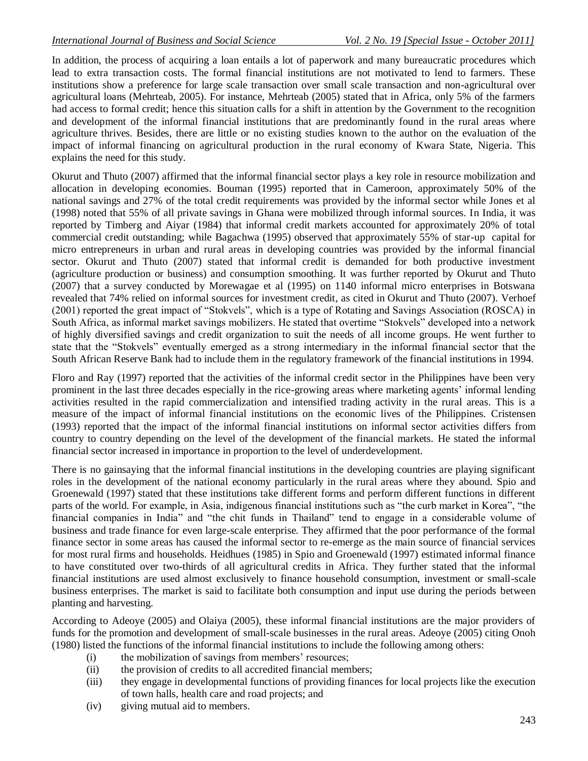In addition, the process of acquiring a loan entails a lot of paperwork and many bureaucratic procedures which lead to extra transaction costs. The formal financial institutions are not motivated to lend to farmers. These institutions show a preference for large scale transaction over small scale transaction and non-agricultural over agricultural loans (Mehrteab, 2005). For instance, Mehrteab (2005) stated that in Africa, only 5% of the farmers had access to formal credit; hence this situation calls for a shift in attention by the Government to the recognition and development of the informal financial institutions that are predominantly found in the rural areas where agriculture thrives. Besides, there are little or no existing studies known to the author on the evaluation of the impact of informal financing on agricultural production in the rural economy of Kwara State, Nigeria. This explains the need for this study.

Okurut and Thuto (2007) affirmed that the informal financial sector plays a key role in resource mobilization and allocation in developing economies. Bouman (1995) reported that in Cameroon, approximately 50% of the national savings and 27% of the total credit requirements was provided by the informal sector while Jones et al (1998) noted that 55% of all private savings in Ghana were mobilized through informal sources. In India, it was reported by Timberg and Aiyar (1984) that informal credit markets accounted for approximately 20% of total commercial credit outstanding; while Bagachwa (1995) observed that approximately 55% of star-up capital for micro entrepreneurs in urban and rural areas in developing countries was provided by the informal financial sector. Okurut and Thuto (2007) stated that informal credit is demanded for both productive investment (agriculture production or business) and consumption smoothing. It was further reported by Okurut and Thuto (2007) that a survey conducted by Morewagae et al (1995) on 1140 informal micro enterprises in Botswana revealed that 74% relied on informal sources for investment credit, as cited in Okurut and Thuto (2007). Verhoef (2001) reported the great impact of "Stokvels", which is a type of Rotating and Savings Association (ROSCA) in South Africa, as informal market savings mobilizers. He stated that overtime "Stokvels" developed into a network of highly diversified savings and credit organization to suit the needs of all income groups. He went further to state that the "Stokvels" eventually emerged as a strong intermediary in the informal financial sector that the South African Reserve Bank had to include them in the regulatory framework of the financial institutions in 1994.

Floro and Ray (1997) reported that the activities of the informal credit sector in the Philippines have been very prominent in the last three decades especially in the rice-growing areas where marketing agents' informal lending activities resulted in the rapid commercialization and intensified trading activity in the rural areas. This is a measure of the impact of informal financial institutions on the economic lives of the Philippines. Cristensen (1993) reported that the impact of the informal financial institutions on informal sector activities differs from country to country depending on the level of the development of the financial markets. He stated the informal financial sector increased in importance in proportion to the level of underdevelopment.

There is no gainsaying that the informal financial institutions in the developing countries are playing significant roles in the development of the national economy particularly in the rural areas where they abound. Spio and Groenewald (1997) stated that these institutions take different forms and perform different functions in different parts of the world. For example, in Asia, indigenous financial institutions such as "the curb market in Korea", "the financial companies in India" and "the chit funds in Thailand" tend to engage in a considerable volume of business and trade finance for even large-scale enterprise. They affirmed that the poor performance of the formal finance sector in some areas has caused the informal sector to re-emerge as the main source of financial services for most rural firms and households. Heidhues (1985) in Spio and Groenewald (1997) estimated informal finance to have constituted over two-thirds of all agricultural credits in Africa. They further stated that the informal financial institutions are used almost exclusively to finance household consumption, investment or small-scale business enterprises. The market is said to facilitate both consumption and input use during the periods between planting and harvesting.

According to Adeoye (2005) and Olaiya (2005), these informal financial institutions are the major providers of funds for the promotion and development of small-scale businesses in the rural areas. Adeoye (2005) citing Onoh (1980) listed the functions of the informal financial institutions to include the following among others:

(i) the mobilization of savings from members' resources;
(ii) the provision of credits to all accredited financial members;
(iii) they engage in developmental functions of providing finances for local projects like the execution of town halls, health care and road projects; and
(iv) giving mutual aid to members.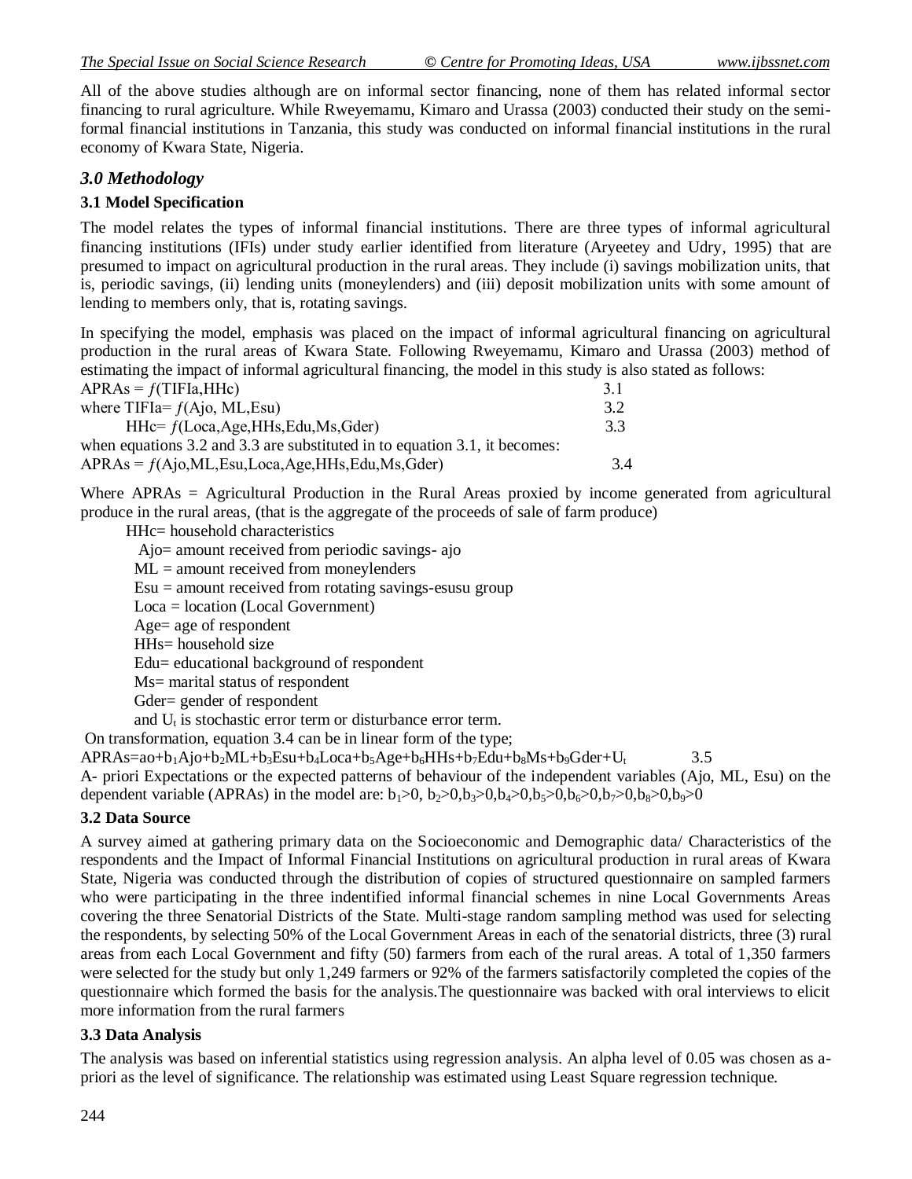All of the above studies although are on informal sector financing, none of them has related informal sector financing to rural agriculture. While Rweyemamu, Kimaro and Urassa (2003) conducted their study on the semi-formal financial institutions in Tanzania, this study was conducted on informal financial institutions in the rural economy of Kwara State, Nigeria.

## *3.0 Methodology*

### 3.1 Model Specification

The model relates the types of informal financial institutions. There are three types of informal agricultural financing institutions (IFIs) under study earlier identified from literature (Aryeetey and Udry, 1995) that are presumed to impact on agricultural production in the rural areas. They include (i) savings mobilization units, that is, periodic savings, (ii) lending units (moneylenders) and (iii) deposit mobilization units with some amount of lending to members only, that is, rotating savings.

In specifying the model, emphasis was placed on the impact of informal agricultural financing on agricultural production in the rural areas of Kwara State. Following Rweyemamu, Kimaro and Urassa (2003) method of estimating the impact of informal agricultural financing, the model in this study is also stated as follows:

$$APRAs = f(TIFIa, HHc) \quad 3.1$$

where $TIFIa = f(Ajo, ML, Esu) \quad 3.2$

$HHc = f(Loca, Age, HHs, Edu, Ms, Gder) \quad 3.3$

when equations 3.2 and 3.3 are substituted in to equation 3.1, it becomes:

$$APRAs = f(Ajo, ML, Esu, Loca, Age, HHs, Edu, Ms, Gder) \quad 3.4$$

Where APRAs = Agricultural Production in the Rural Areas proxied by income generated from agricultural produce in the rural areas, (that is the aggregate of the proceeds of sale of farm produce)

HHc= household characteristics

Ajo= amount received from periodic savings- ajo

ML = amount received from moneylenders

Esu = amount received from rotating savings-esusu group

Loca = location (Local Government)

Age= age of respondent

HHs= household size

Edu= educational background of respondent

Ms= marital status of respondent

Gder= gender of respondent

and $U_t$ is stochastic error term or disturbance error term.

On transformation, equation 3.4 can be in linear form of the type;

$$APRAs = ao + b_1Ajo + b_2ML + b_3Esu + b_4Loca + b_5Age + b_6HHs + b_7Edu + b_8Ms + b_9Gder + U_t \quad 3.5$$

A- priori Expectations or the expected patterns of behaviour of the independent variables (Ajo, ML, Esu) on the dependent variable (APRAs) in the model are: $b_1>0$, $b_2>0, b_3>0, b_4>0, b_5>0, b_6>0, b_7>0, b_8>0, b_9>0$

### 3.2 Data Source

A survey aimed at gathering primary data on the Socioeconomic and Demographic data/ Characteristics of the respondents and the Impact of Informal Financial Institutions on agricultural production in rural areas of Kwara State, Nigeria was conducted through the distribution of copies of structured questionnaire on sampled farmers who were participating in the three indentified informal financial schemes in nine Local Governments Areas covering the three Senatorial Districts of the State. Multi-stage random sampling method was used for selecting the respondents, by selecting 50% of the Local Government Areas in each of the senatorial districts, three (3) rural areas from each Local Government and fifty (50) farmers from each of the rural areas. A total of 1,350 farmers were selected for the study but only 1,249 farmers or 92% of the farmers satisfactorily completed the copies of the questionnaire which formed the basis for the analysis.The questionnaire was backed with oral interviews to elicit more information from the rural farmers

### 3.3 Data Analysis

The analysis was based on inferential statistics using regression analysis. An alpha level of 0.05 was chosen as a-priori as the level of significance. The relationship was estimated using Least Square regression technique.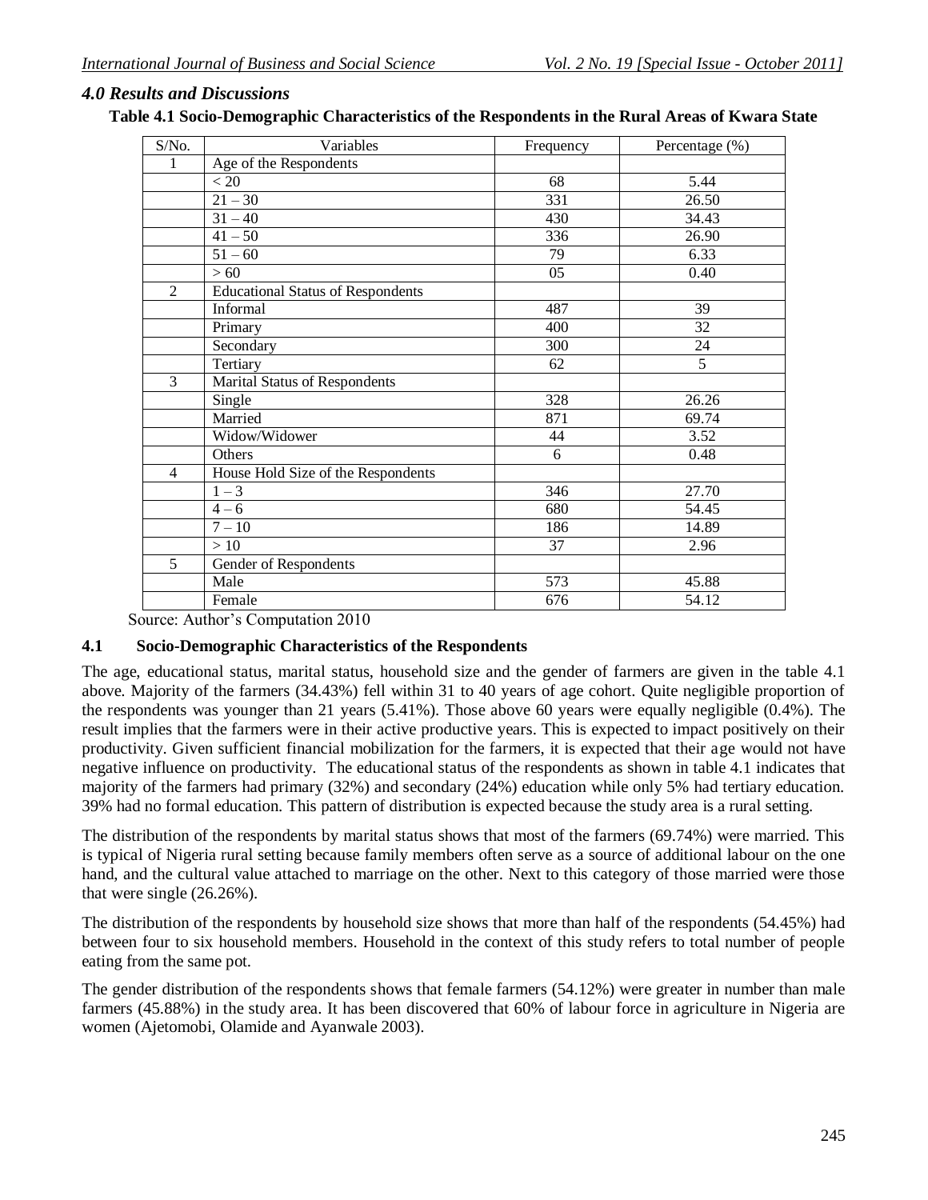## 4.0 Results and Discussions

**Table 4.1 Socio-Demographic Characteristics of the Respondents in the Rural Areas of Kwara State**

| S/No. | Variables | Frequency | Percentage (%) |
|---|---|---|---|
| 1 | Age of the Respondents | | |
| | < 20 | 68 | 5.44 |
| | 21 – 30 | 331 | 26.50 |
| | 31 – 40 | 430 | 34.43 |
| | 41 – 50 | 336 | 26.90 |
| | 51 – 60 | 79 | 6.33 |
| | > 60 | 05 | 0.40 |
| 2 | Educational Status of Respondents | | |
| | Informal | 487 | 39 |
| | Primary | 400 | 32 |
| | Secondary | 300 | 24 |
| | Tertiary | 62 | 5 |
| 3 | Marital Status of Respondents | | |
| | Single | 328 | 26.26 |
| | Married | 871 | 69.74 |
| | Widow/Widower | 44 | 3.52 |
| | Others | 6 | 0.48 |
| 4 | House Hold Size of the Respondents | | |
| | 1 – 3 | 346 | 27.70 |
| | 4 – 6 | 680 | 54.45 |
| | 7 – 10 | 186 | 14.89 |
| | > 10 | 37 | 2.96 |
| 5 | Gender of Respondents | | |
| | Male | 573 | 45.88 |
| | Female | 676 | 54.12 |

Source: Author's Computation 2010

### 4.1 Socio-Demographic Characteristics of the Respondents

The age, educational status, marital status, household size and the gender of farmers are given in the table 4.1 above. Majority of the farmers (34.43%) fell within 31 to 40 years of age cohort. Quite negligible proportion of the respondents was younger than 21 years (5.41%). Those above 60 years were equally negligible (0.4%). The result implies that the farmers were in their active productive years. This is expected to impact positively on their productivity. Given sufficient financial mobilization for the farmers, it is expected that their age would not have negative influence on productivity. The educational status of the respondents as shown in table 4.1 indicates that majority of the farmers had primary (32%) and secondary (24%) education while only 5% had tertiary education. 39% had no formal education. This pattern of distribution is expected because the study area is a rural setting.

The distribution of the respondents by marital status shows that most of the farmers (69.74%) were married. This is typical of Nigeria rural setting because family members often serve as a source of additional labour on the one hand, and the cultural value attached to marriage on the other. Next to this category of those married were those that were single (26.26%).

The distribution of the respondents by household size shows that more than half of the respondents (54.45%) had between four to six household members. Household in the context of this study refers to total number of people eating from the same pot.

The gender distribution of the respondents shows that female farmers (54.12%) were greater in number than male farmers (45.88%) in the study area. It has been discovered that 60% of labour force in agriculture in Nigeria are women (Ajetomobi, Olamide and Ayanwale 2003).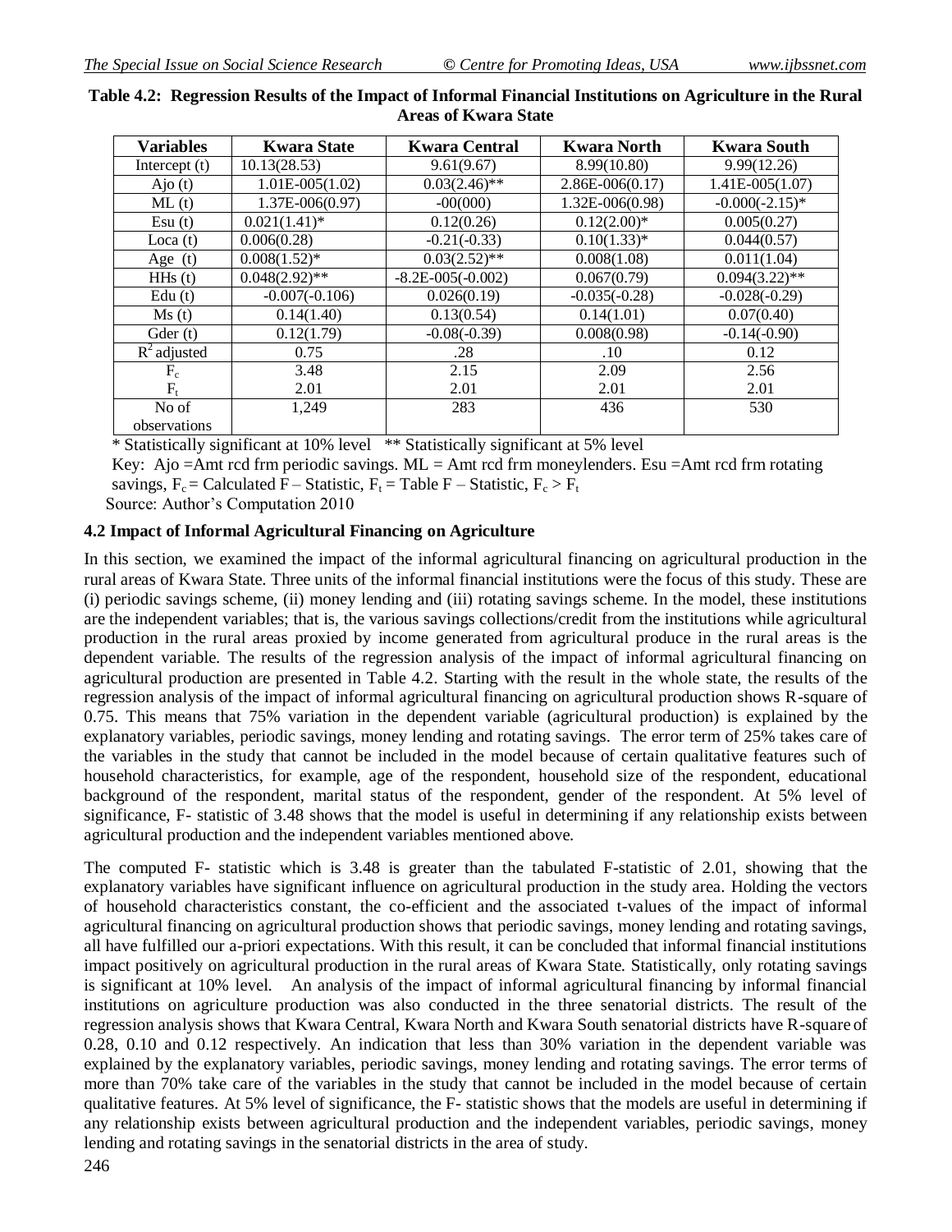**Table 4.2: Regression Results of the Impact of Informal Financial Institutions on Agriculture in the Rural Areas of Kwara State**

| Variables | Kwara State | Kwara Central | Kwara North | Kwara South |
|---|---|---|---|---|
| Intercept (t) | 10.13(28.53) | 9.61(9.67) | 8.99(10.80) | 9.99(12.26) |
| Ajo (t) | 1.01E-005(1.02) | 0.03(2.46)** | 2.86E-006(0.17) | 1.41E-005(1.07) |
| ML (t) | 1.37E-006(0.97) | -00(000) | 1.32E-006(0.98) | -0.000(-2.15)* |
| Esu (t) | 0.021(1.41)* | 0.12(0.26) | 0.12(2.00)* | 0.005(0.27) |
| Loca (t) | 0.006(0.28) | -0.21(-0.33) | 0.10(1.33)* | 0.044(0.57) |
| Age (t) | 0.008(1.52)* | 0.03(2.52)** | 0.008(1.08) | 0.011(1.04) |
| HHs (t) | 0.048(2.92)** | -8.2E-005(-0.002) | 0.067(0.79) | 0.094(3.22)** |
| Edu (t) | -0.007(-0.106) | 0.026(0.19) | -0.035(-0.28) | -0.028(-0.29) |
| Ms (t) | 0.14(1.40) | 0.13(0.54) | 0.14(1.01) | 0.07(0.40) |
| Gder (t) | 0.12(1.79) | -0.08(-0.39) | 0.008(0.98) | -0.14(-0.90) |
| $R^2$ adjusted | 0.75 | .28 | .10 | 0.12 |
| $F_c$ | 3.48 | 2.15 | 2.09 | 2.56 |
| $F_t$ | 2.01 | 2.01 | 2.01 | 2.01 |
| No of observations | 1,249 | 283 | 436 | 530 |

* Statistically significant at 10% level ** Statistically significant at 5% level

Key: Ajo =Amt rcd frm periodic savings. ML = Amt rcd frm moneylenders. Esu =Amt rcd frm rotating savings, $F_c$ = Calculated F – Statistic, $F_t$ = Table F – Statistic, $F_c > F_t$

Source: Author's Computation 2010

### 4.2 Impact of Informal Agricultural Financing on Agriculture

In this section, we examined the impact of the informal agricultural financing on agricultural production in the rural areas of Kwara State. Three units of the informal financial institutions were the focus of this study. These are (i) periodic savings scheme, (ii) money lending and (iii) rotating savings scheme. In the model, these institutions are the independent variables; that is, the various savings collections/credit from the institutions while agricultural production in the rural areas proxied by income generated from agricultural produce in the rural areas is the dependent variable. The results of the regression analysis of the impact of informal agricultural financing on agricultural production are presented in Table 4.2. Starting with the result in the whole state, the results of the regression analysis of the impact of informal agricultural financing on agricultural production shows R-square of 0.75. This means that 75% variation in the dependent variable (agricultural production) is explained by the explanatory variables, periodic savings, money lending and rotating savings. The error term of 25% takes care of the variables in the study that cannot be included in the model because of certain qualitative features such of household characteristics, for example, age of the respondent, household size of the respondent, educational background of the respondent, marital status of the respondent, gender of the respondent. At 5% level of significance, F- statistic of 3.48 shows that the model is useful in determining if any relationship exists between agricultural production and the independent variables mentioned above.

The computed F- statistic which is 3.48 is greater than the tabulated F-statistic of 2.01, showing that the explanatory variables have significant influence on agricultural production in the study area. Holding the vectors of household characteristics constant, the co-efficient and the associated t-values of the impact of informal agricultural financing on agricultural production shows that periodic savings, money lending and rotating savings, all have fulfilled our a-priori expectations. With this result, it can be concluded that informal financial institutions impact positively on agricultural production in the rural areas of Kwara State. Statistically, only rotating savings is significant at 10% level. An analysis of the impact of informal agricultural financing by informal financial institutions on agriculture production was also conducted in the three senatorial districts. The result of the regression analysis shows that Kwara Central, Kwara North and Kwara South senatorial districts have R-square of 0.28, 0.10 and 0.12 respectively. An indication that less than 30% variation in the dependent variable was explained by the explanatory variables, periodic savings, money lending and rotating savings. The error terms of more than 70% take care of the variables in the study that cannot be included in the model because of certain qualitative features. At 5% level of significance, the F- statistic shows that the models are useful in determining if any relationship exists between agricultural production and the independent variables, periodic savings, money lending and rotating savings in the senatorial districts in the area of study.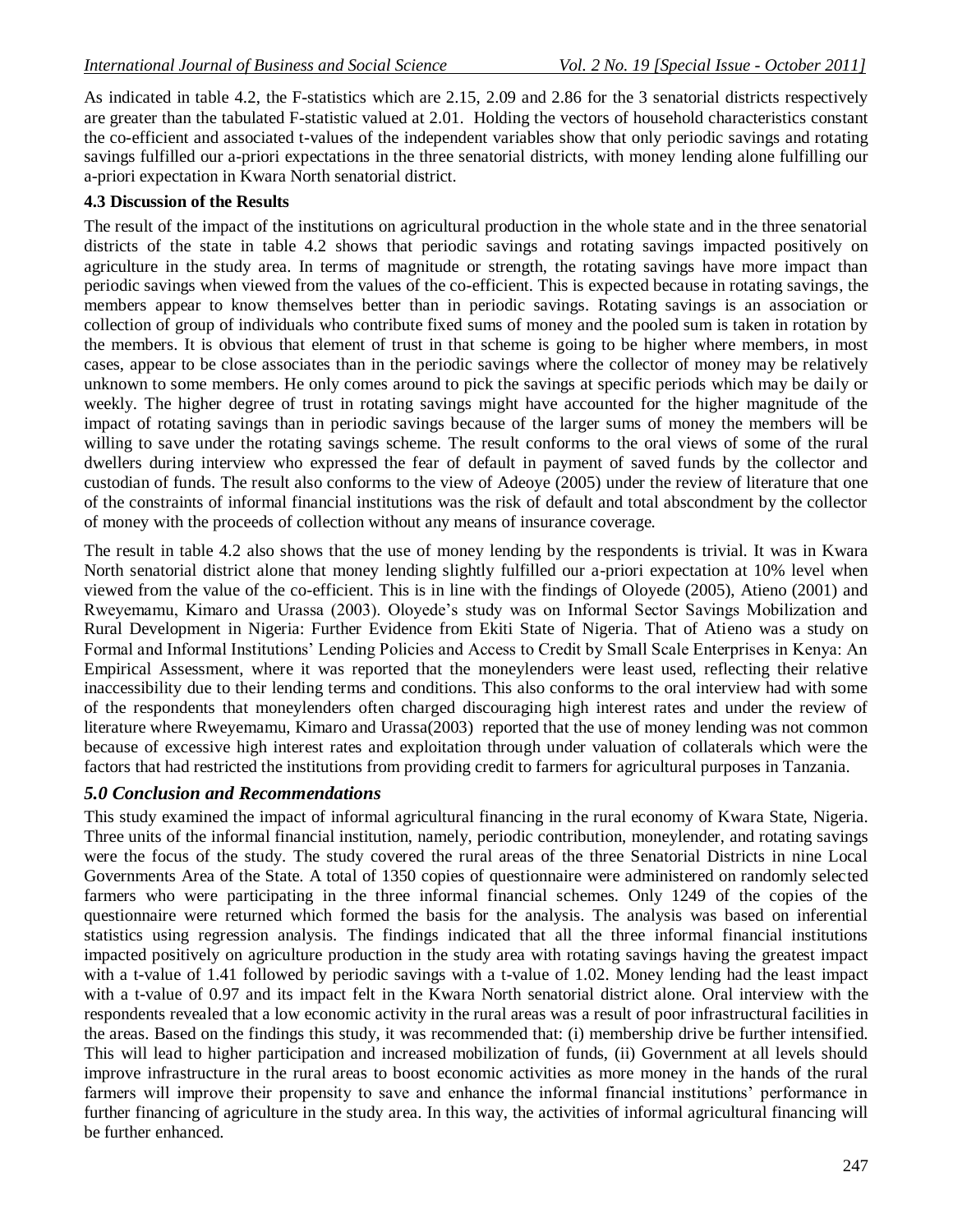As indicated in table 4.2, the F-statistics which are 2.15, 2.09 and 2.86 for the 3 senatorial districts respectively are greater than the tabulated F-statistic valued at 2.01. Holding the vectors of household characteristics constant the co-efficient and associated t-values of the independent variables show that only periodic savings and rotating savings fulfilled our a-priori expectations in the three senatorial districts, with money lending alone fulfilling our a-priori expectation in Kwara North senatorial district.

### 4.3 Discussion of the Results

The result of the impact of the institutions on agricultural production in the whole state and in the three senatorial districts of the state in table 4.2 shows that periodic savings and rotating savings impacted positively on agriculture in the study area. In terms of magnitude or strength, the rotating savings have more impact than periodic savings when viewed from the values of the co-efficient. This is expected because in rotating savings, the members appear to know themselves better than in periodic savings. Rotating savings is an association or collection of group of individuals who contribute fixed sums of money and the pooled sum is taken in rotation by the members. It is obvious that element of trust in that scheme is going to be higher where members, in most cases, appear to be close associates than in the periodic savings where the collector of money may be relatively unknown to some members. He only comes around to pick the savings at specific periods which may be daily or weekly. The higher degree of trust in rotating savings might have accounted for the higher magnitude of the impact of rotating savings than in periodic savings because of the larger sums of money the members will be willing to save under the rotating savings scheme. The result conforms to the oral views of some of the rural dwellers during interview who expressed the fear of default in payment of saved funds by the collector and custodian of funds. The result also conforms to the view of Adeoye (2005) under the review of literature that one of the constraints of informal financial institutions was the risk of default and total abscondment by the collector of money with the proceeds of collection without any means of insurance coverage.

The result in table 4.2 also shows that the use of money lending by the respondents is trivial. It was in Kwara North senatorial district alone that money lending slightly fulfilled our a-priori expectation at 10% level when viewed from the value of the co-efficient. This is in line with the findings of Oloyede (2005), Atieno (2001) and Rweyemamu, Kimaro and Urassa (2003). Oloyede's study was on Informal Sector Savings Mobilization and Rural Development in Nigeria: Further Evidence from Ekiti State of Nigeria. That of Atieno was a study on Formal and Informal Institutions' Lending Policies and Access to Credit by Small Scale Enterprises in Kenya: An Empirical Assessment, where it was reported that the moneylenders were least used, reflecting their relative inaccessibility due to their lending terms and conditions. This also conforms to the oral interview had with some of the respondents that moneylenders often charged discouraging high interest rates and under the review of literature where Rweyemamu, Kimaro and Urassa(2003) reported that the use of money lending was not common because of excessive high interest rates and exploitation through under valuation of collaterals which were the factors that had restricted the institutions from providing credit to farmers for agricultural purposes in Tanzania.

## *5.0 Conclusion and Recommendations*

This study examined the impact of informal agricultural financing in the rural economy of Kwara State, Nigeria. Three units of the informal financial institution, namely, periodic contribution, moneylender, and rotating savings were the focus of the study. The study covered the rural areas of the three Senatorial Districts in nine Local Governments Area of the State. A total of 1350 copies of questionnaire were administered on randomly selected farmers who were participating in the three informal financial schemes. Only 1249 of the copies of the questionnaire were returned which formed the basis for the analysis. The analysis was based on inferential statistics using regression analysis. The findings indicated that all the three informal financial institutions impacted positively on agriculture production in the study area with rotating savings having the greatest impact with a t-value of 1.41 followed by periodic savings with a t-value of 1.02. Money lending had the least impact with a t-value of 0.97 and its impact felt in the Kwara North senatorial district alone. Oral interview with the respondents revealed that a low economic activity in the rural areas was a result of poor infrastructural facilities in the areas. Based on the findings this study, it was recommended that: (i) membership drive be further intensified. This will lead to higher participation and increased mobilization of funds, (ii) Government at all levels should improve infrastructure in the rural areas to boost economic activities as more money in the hands of the rural farmers will improve their propensity to save and enhance the informal financial institutions' performance in further financing of agriculture in the study area. In this way, the activities of informal agricultural financing will be further enhanced.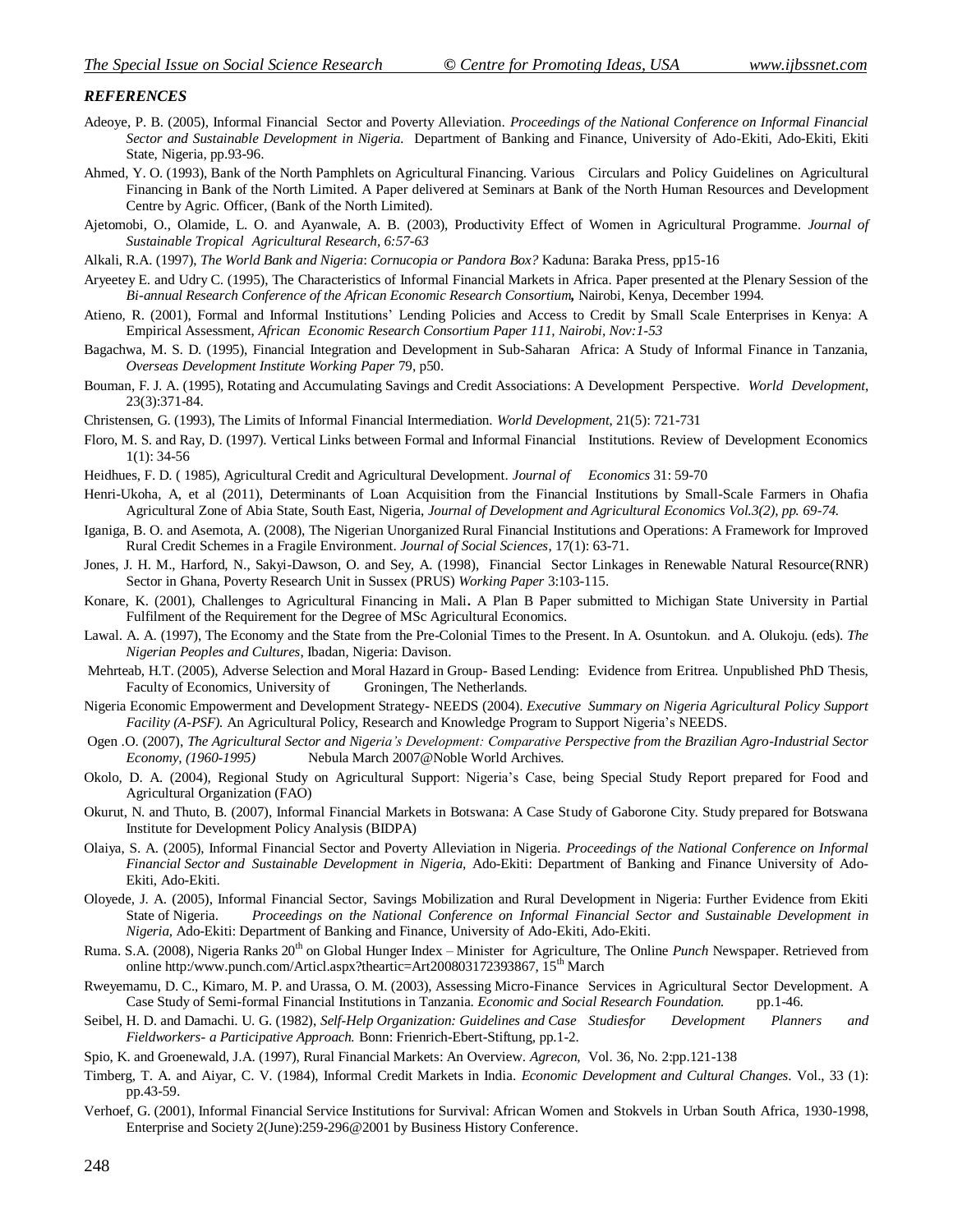## *REFERENCES*

Adeoye, P. B. (2005), Informal Financial Sector and Poverty Alleviation. *Proceedings of the National Conference on Informal Financial Sector and Sustainable Development in Nigeria.* Department of Banking and Finance, University of Ado-Ekiti, Ado-Ekiti, Ekiti State, Nigeria, pp.93-96.

Ahmed, Y. O. (1993), Bank of the North Pamphlets on Agricultural Financing. Various Circulars and Policy Guidelines on Agricultural Financing in Bank of the North Limited. A Paper delivered at Seminars at Bank of the North Human Resources and Development Centre by Agric. Officer, (Bank of the North Limited).

Ajetomobi, O., Olamide, L. O. and Ayanwale, A. B. (2003), Productivity Effect of Women in Agricultural Programme. *Journal of Sustainable Tropical Agricultural Research, 6:57-63*

Alkali, R.A. (1997), *The World Bank and Nigeria*: *Cornucopia or Pandora Box?* Kaduna: Baraka Press, pp15-16

Aryeetey E. and Udry C. (1995), The Characteristics of Informal Financial Markets in Africa. Paper presented at the Plenary Session of the *Bi-annual Research Conference of the African Economic Research Consortium***,** Nairobi, Kenya, December 1994.

Atieno, R. (2001), Formal and Informal Institutions' Lending Policies and Access to Credit by Small Scale Enterprises in Kenya: A Empirical Assessment, *African Economic Research Consortium Paper 111, Nairobi, Nov:1-53*

Bagachwa, M. S. D. (1995), Financial Integration and Development in Sub-Saharan Africa: A Study of Informal Finance in Tanzania, *Overseas Development Institute Working Paper* 79, p50.

Bouman, F. J. A. (1995), Rotating and Accumulating Savings and Credit Associations: A Development Perspective. *World Development*, 23(3):371-84.

Christensen, G. (1993), The Limits of Informal Financial Intermediation. *World Development,* 21(5): 721-731

Floro, M. S. and Ray, D. (1997). Vertical Links between Formal and Informal Financial Institutions. Review of Development Economics 1(1): 34-56

Heidhues, F. D. ( 1985), Agricultural Credit and Agricultural Development. *Journal of Economics* 31: 59-70

Henri-Ukoha, A, et al (2011), Determinants of Loan Acquisition from the Financial Institutions by Small-Scale Farmers in Ohafia Agricultural Zone of Abia State, South East, Nigeria, *Journal of Development and Agricultural Economics Vol.3(2), pp. 69-74.*

Iganiga, B. O. and Asemota, A. (2008), The Nigerian Unorganized Rural Financial Institutions and Operations: A Framework for Improved Rural Credit Schemes in a Fragile Environment. *Journal of Social Sciences*, 17(1): 63-71.

Jones, J. H. M., Harford, N., Sakyi-Dawson, O. and Sey, A. (1998), Financial Sector Linkages in Renewable Natural Resource(RNR) Sector in Ghana, Poverty Research Unit in Sussex (PRUS) *Working Paper* 3:103-115.

Konare, K. (2001), Challenges to Agricultural Financing in Mali**.** A Plan B Paper submitted to Michigan State University in Partial Fulfilment of the Requirement for the Degree of MSc Agricultural Economics.

Lawal. A. A. (1997), The Economy and the State from the Pre-Colonial Times to the Present. In A. Osuntokun. and A. Olukoju. (eds). *The Nigerian Peoples and Cultures*, Ibadan, Nigeria: Davison.

Mehrteab, H.T. (2005), Adverse Selection and Moral Hazard in Group- Based Lending: Evidence from Eritrea. Unpublished PhD Thesis, Faculty of Economics, University of Groningen, The Netherlands.

Nigeria Economic Empowerment and Development Strategy- NEEDS (2004). *Executive Summary on Nigeria Agricultural Policy Support Facility (A-PSF).* An Agricultural Policy, Research and Knowledge Program to Support Nigeria's NEEDS.

Ogen .O. (2007), *The Agricultural Sector and Nigeria's Development: Comparative Perspective from the Brazilian Agro-Industrial Sector Economy, (1960-1995)* Nebula March 2007@Noble World Archives.

Okolo, D. A. (2004), Regional Study on Agricultural Support: Nigeria's Case, being Special Study Report prepared for Food and Agricultural Organization (FAO)

Okurut, N. and Thuto, B. (2007), Informal Financial Markets in Botswana: A Case Study of Gaborone City. Study prepared for Botswana Institute for Development Policy Analysis (BIDPA)

Olaiya, S. A. (2005), Informal Financial Sector and Poverty Alleviation in Nigeria. *Proceedings of the National Conference on Informal Financial Sector and Sustainable Development in Nigeria*, Ado-Ekiti: Department of Banking and Finance University of Ado-Ekiti, Ado-Ekiti.

Oloyede, J. A. (2005), Informal Financial Sector, Savings Mobilization and Rural Development in Nigeria: Further Evidence from Ekiti State of Nigeria. *Proceedings on the National Conference on Informal Financial Sector and Sustainable Development in Nigeria,* Ado-Ekiti: Department of Banking and Finance, University of Ado-Ekiti, Ado-Ekiti.

Ruma. S.A. (2008), Nigeria Ranks 20th on Global Hunger Index – Minister for Agriculture, The Online *Punch* Newspaper. Retrieved from online http:/www.punch.com/Articl.aspx?theartic=Art200803172393867, 15th March

Rweyemamu, D. C., Kimaro, M. P. and Urassa, O. M. (2003), Assessing Micro-Finance Services in Agricultural Sector Development. A Case Study of Semi-formal Financial Institutions in Tanzania. *Economic and Social Research Foundation.* pp.1-46.

Seibel, H. D. and Damachi. U. G. (1982), *Self-Help Organization: Guidelines and Case Studiesfor Development Planners and Fieldworkers- a Participative Approach.* Bonn: Frienrich-Ebert-Stiftung, pp.1-2.

Spio, K. and Groenewald, J.A. (1997), Rural Financial Markets: An Overview. *Agrecon,* Vol. 36, No. 2:pp.121-138

Timberg, T. A. and Aiyar, C. V. (1984), Informal Credit Markets in India. *Economic Development and Cultural Changes*. Vol., 33 (1): pp.43-59.

Verhoef, G. (2001), Informal Financial Service Institutions for Survival: African Women and Stokvels in Urban South Africa, 1930-1998, Enterprise and Society 2(June):259-296@2001 by Business History Conference.